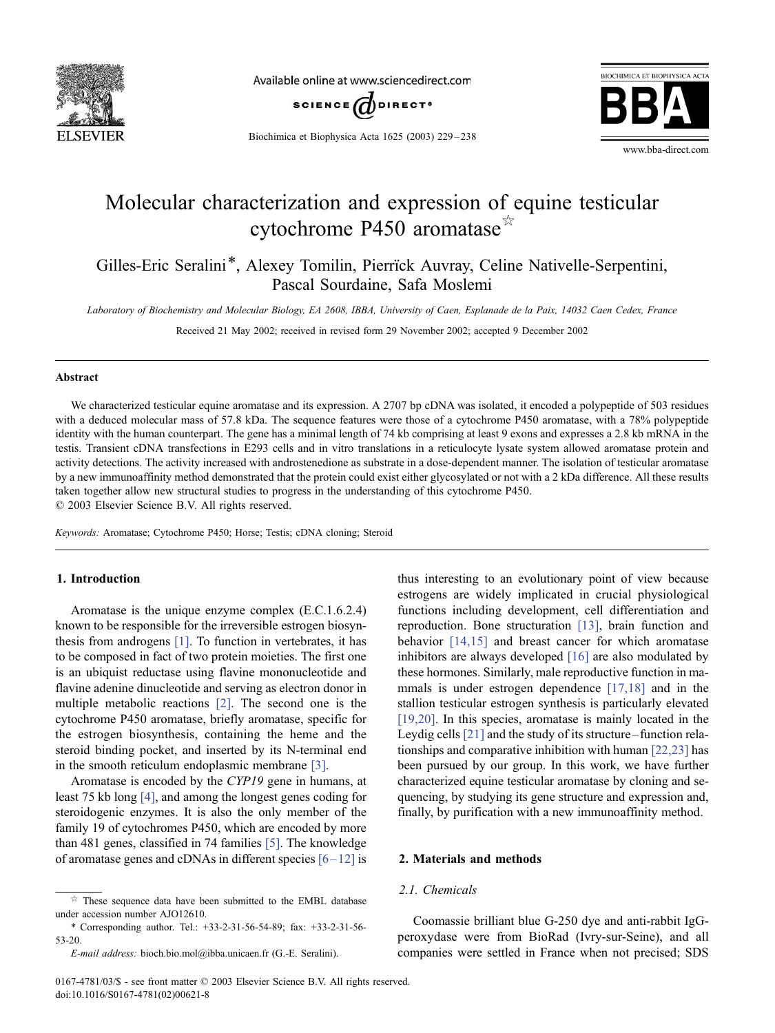# Molecular characterization and expression of equine testicular cytochrome P450 aromatase ☆

Gilles-Eric Seralini*, Alexey Tomilin, Pierrïck Auvray, Celine Nativelle-Serpentini, Pascal Sourdaine, Safa Moslemi

*Laboratory of Biochemistry and Molecular Biology, EA 2608, IBBA, University of Caen, Esplanade de la Paix, 14032 Caen Cedex, France*

Received 21 May 2002; received in revised form 29 November 2002; accepted 9 December 2002

## Abstract

We characterized testicular equine aromatase and its expression. A 2707 bp cDNA was isolated, it encoded a polypeptide of 503 residues with a deduced molecular mass of 57.8 kDa. The sequence features were those of a cytochrome P450 aromatase, with a 78% polypeptide identity with the human counterpart. The gene has a minimal length of 74 kb comprising at least 9 exons and expresses a 2.8 kb mRNA in the testis. Transient cDNA transfections in E293 cells and in vitro translations in a reticulocyte lysate system allowed aromatase protein and activity detections. The activity increased with androstenedione as substrate in a dose-dependent manner. The isolation of testicular aromatase by a new immunoaffinity method demonstrated that the protein could exist either glycosylated or not with a 2 kDa difference. All these results taken together allow new structural studies to progress in the understanding of this cytochrome P450.

© 2003 Elsevier Science B.V. All rights reserved.

*Keywords:* Aromatase; Cytochrome P450; Horse; Testis; cDNA cloning; Steroid

## 1. Introduction

Aromatase is the unique enzyme complex (E.C.1.6.2.4) known to be responsible for the irreversible estrogen biosynthesis from androgens [1]. To function in vertebrates, it has to be composed in fact of two protein moieties. The first one is an ubiquist reductase using flavine mononucleotide and flavine adenine dinucleotide and serving as electron donor in multiple metabolic reactions [2]. The second one is the cytochrome P450 aromatase, briefly aromatase, specific for the estrogen biosynthesis, containing the heme and the steroid binding pocket, and inserted by its N-terminal end in the smooth reticulum endoplasmic membrane [3].

Aromatase is encoded by the *CYP19* gene in humans, at least 75 kb long [4], and among the longest genes coding for steroidogenic enzymes. It is also the only member of the family 19 of cytochromes P450, which are encoded by more than 481 genes, classified in 74 families [5]. The knowledge of aromatase genes and cDNAs in different species [6–12] is thus interesting to an evolutionary point of view because estrogens are widely implicated in crucial physiological functions including development, cell differentiation and reproduction. Bone structuration [13], brain function and behavior [14,15] and breast cancer for which aromatase inhibitors are always developed [16] are also modulated by these hormones. Similarly, male reproductive function in mammals is under estrogen dependence [17,18] and in the stallion testicular estrogen synthesis is particularly elevated [19,20]. In this species, aromatase is mainly located in the Leydig cells [21] and the study of its structure–function relationships and comparative inhibition with human [22,23] has been pursued by our group. In this work, we have further characterized equine testicular aromatase by cloning and sequencing, by studying its gene structure and expression and, finally, by purification with a new immunoaffinity method.

## 2. Materials and methods

### 2.1. Chemicals

Coomassie brilliant blue G-250 dye and anti-rabbit IgG-peroxydase were from BioRad (Ivry-sur-Seine), and all companies were settled in France when not precised; SDS

---

☆ These sequence data have been submitted to the EMBL database under accession number AJO12610.

\* Corresponding author. Tel.: +33-2-31-56-54-89; fax: +33-2-31-56-53-20.

*E-mail address:* bioch.bio.mol@ibba.unicaen.fr (G.-E. Seralini).

0167-4781/03/$ - see front matter © 2003 Elsevier Science B.V. All rights reserved.
doi:10.1016/S0167-4781(02)00621-8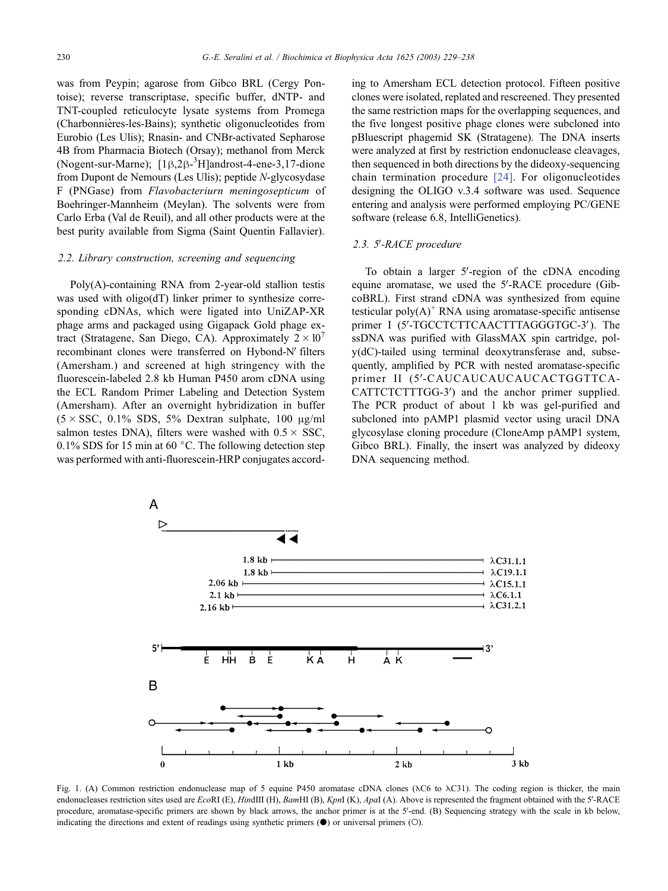was from Peypin; agarose from Gibco BRL (Cergy Pontoise); reverse transcriptase, specific buffer, dNTP- and TNT-coupled reticulocyte lysate systems from Promega (Charbonnières-les-Bains); synthetic oligonucleotides from Eurobio (Les Ulis); Rnasin- and CNBr-activated Sepharose 4B from Pharmacia Biotech (Orsay); methanol from Merck (Nogent-sur-Marne); [1β,2β-$^3$H]androst-4-ene-3,17-dione from Dupont de Nemours (Les Ulis); peptide *N*-glycosydase F (PNGase) from *Flavobacteriurn meningosepticum* of Boehringer-Mannheim (Meylan). The solvents were from Carlo Erba (Val de Reuil), and all other products were at the best purity available from Sigma (Saint Quentin Fallavier).

### 2.2. Library construction, screening and sequencing

Poly(A)-containing RNA from 2-year-old stallion testis was used with oligo(dT) linker primer to synthesize corresponding cDNAs, which were ligated into UniZAP-XR phage arms and packaged using Gigapack Gold phage extract (Stratagene, San Diego, CA). Approximately $2 \times 10^7$ recombinant clones were transferred on Hybond-N′ filters (Amersham.) and screened at high stringency with the fluorescein-labeled 2.8 kb Human P450 arom cDNA using the ECL Random Primer Labeling and Detection System (Amersham). After an overnight hybridization in buffer (5 × SSC, 0.1% SDS, 5% Dextran sulphate, 100 μg/ml salmon testes DNA), filters were washed with 0.5 × SSC, 0.1% SDS for 15 min at 60 °C. The following detection step was performed with anti-fluorescein-HRP conjugates according to Amersham ECL detection protocol. Fifteen positive clones were isolated, replated and rescreened. They presented the same restriction maps for the overlapping sequences, and the five longest positive phage clones were subcloned into pBluescript phagemid SK (Stratagene). The DNA inserts were analyzed at first by restriction endonuclease cleavages, then sequenced in both directions by the dideoxy-sequencing chain termination procedure [24]. For oligonucleotides designing the OLIGO v.3.4 software was used. Sequence entering and analysis were performed employing PC/GENE software (release 6.8, IntelliGenetics).

### 2.3. 5′-RACE procedure

To obtain a larger 5′-region of the cDNA encoding equine aromatase, we used the 5′-RACE procedure (GibcoBRL). First strand cDNA was synthesized from equine testicular poly(A)$^+$ RNA using aromatase-specific antisense primer I (5′-TGCCTCTTCAACTTTAGGGTGC-3′). The ssDNA was purified with GlassMAX spin cartridge, poly(dC)-tailed using terminal deoxytransferase and, subsequently, amplified by PCR with nested aromatase-specific primer II (5′-CAUCAUCAUCAUCACTGGTTCACATTCTCTTTGG-3′) and the anchor primer supplied. The PCR product of about 1 kb was gel-purified and subcloned into pAMP1 plasmid vector using uracil DNA glycosylase cloning procedure (CloneAmp pAMP1 system, Gibco BRL). Finally, the insert was analyzed by dideoxy DNA sequencing method.

Fig. 1. (A) Common restriction endonuclease map of 5 equine P450 aromatase cDNA clones (λC6 to λC31). The coding region is thicker, the main endonucleases restriction sites used are *Eco*RI (E), *Hin*dIII (H), *Bam*HI (B), *Kpn*I (K), *Apa*I (A). Above is represented the fragment obtained with the 5′-RACE procedure, aromatase-specific primers are shown by black arrows, the anchor primer is at the 5′-end. (B) Sequencing strategy with the scale in kb below, indicating the directions and extent of readings using synthetic primers (●) or universal primers (○).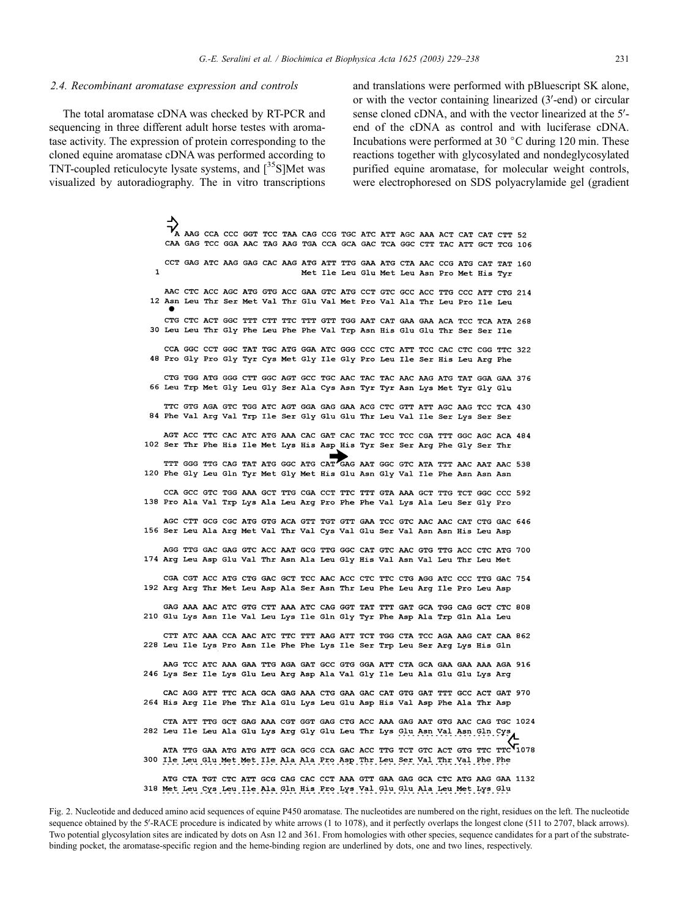### 2.4. Recombinant aromatase expression and controls

The total aromatase cDNA was checked by RT-PCR and sequencing in three different adult horse testes with aromatase activity. The expression of protein corresponding to the cloned equine aromatase cDNA was performed according to TNT-coupled reticulocyte lysate systems, and [$^{35}$S]Met was visualized by autoradiography. The in vitro transcriptions and translations were performed with pBluescript SK alone, or with the vector containing linearized (3′-end) or circular sense cloned cDNA, and with the vector linearized at the 5′-end of the cDNA as control and with luciferase cDNA. Incubations were performed at 30 °C during 120 min. These reactions together with glycosylated and nondeglycosylated purified equine aromatase, for molecular weight controls, were electrophoresed on SDS polyacrylamide gel (gradient

```
     A AAG CCA CCC GGT TCC TAA CAG CCG TGC ATC ATT AGC AAA ACT CAT CAT CTT 52
    CAA GAG TCC GGA AAC TAG AAG TGA CCA GCA GAC TCA GGC CTT TAC ATT GCT TCG 106

    CCT GAG ATC AAG GAG CAC AAG ATG ATT TTG GAA ATG CTA AAC CCG ATG CAT TAT 160
  1                             Met Ile Leu Glu Met Leu Asn Pro Met His Tyr

    AAC CTC ACC AGC ATG GTG ACC GAA GTC ATG CCT GTC GCC ACC TTG CCC ATT CTG 214
 12 Asn Leu Thr Ser Met Val Thr Glu Val Met Pro Val Ala Thr Leu Pro Ile Leu

    CTG CTC ACT GGC TTT CTT TTC TTT GTT TGG AAT CAT GAA GAA ACA TCC TCA ATA 268
 30 Leu Leu Thr Gly Phe Leu Phe Phe Val Trp Asn His Glu Glu Thr Ser Ser Ile

    CCA GGC CCT GGC TAT TGC ATG GGA ATC GGG CCC CTC ATT TCC CAC CTC CGG TTC 322
 48 Pro Gly Pro Gly Tyr Cys Met Gly Ile Gly Pro Leu Ile Ser His Leu Arg Phe

    CTG TGG ATG GGG CTT GGC AGT GCC TGC AAC TAC TAC AAC AAG ATG TAT GGA GAA 376
 66 Leu Trp Met Gly Leu Gly Ser Ala Cys Asn Tyr Tyr Asn Lys Met Tyr Gly Glu

    TTC GTG AGA GTC TGG ATC AGT GGA GAG GAA ACG CTC GTT ATT AGC AAG TCC TCA 430
 84 Phe Val Arg Val Trp Ile Ser Gly Glu Glu Thr Leu Val Ile Ser Lys Ser Ser

    AGT ACC TTC CAC ATC ATG AAA CAC GAT CAC TAC TCC TCC CGA TTT GGC AGC ACA 484
102 Ser Thr Phe His Ile Met Lys His Asp His Tyr Ser Ser Arg Phe Gly Ser Thr

    TTT GGG TTG CAG TAT ATG GGC ATG CAT GAG AAT GGC GTC ATA TTT AAC AAT AAC 538
120 Phe Gly Leu Gln Tyr Met Gly Met His Glu Asn Gly Val Ile Phe Asn Asn Asn

    CCA GCC GTC TGG AAA GCT TTG CGA CCT TTC TTT GTA AAA GCT TTG TCT GGC CCC 592
138 Pro Ala Val Trp Lys Ala Leu Arg Pro Phe Phe Val Lys Ala Leu Ser Gly Pro

    AGC CTT GCG CGC ATG GTG ACA GTT TGT GTT GAA TCC GTC AAC AAC CAT CTG GAC 646
156 Ser Leu Ala Arg Met Val Thr Val Cys Val Glu Ser Val Asn Asn His Leu Asp

    AGG TTG GAC GAG GTC ACC AAT GCG TTG GGC CAT GTC AAC GTG TTG ACC CTC ATG 700
174 Arg Leu Asp Glu Val Thr Asn Ala Leu Gly His Val Asn Val Leu Thr Leu Met

    CGA CGT ACC ATG CTG GAC GCT TCC AAC ACC CTC TTC CTG AGG ATC CCC TTG GAC 754
192 Arg Arg Thr Met Leu Asp Ala Ser Asn Thr Leu Phe Leu Arg Ile Pro Leu Asp

    GAG AAA AAC ATC GTG CTT AAA ATC CAG GGT TAT TTT GAT GCA TGG CAG GCT CTC 808
210 Glu Lys Asn Ile Val Leu Lys Ile Gln Gly Tyr Phe Asp Ala Trp Gln Ala Leu

    CTT ATC AAA CCA AAC ATC TTC TTT AAG ATT TCT TGG CTA TCC AGA AAG CAT CAA 862
228 Leu Ile Lys Pro Asn Ile Phe Phe Lys Ile Ser Trp Leu Ser Arg Lys His Gln

    AAG TCC ATC AAA GAA TTG AGA GAT GCC GTG GGA ATT CTA GCA GAA GAA AAA AGA 916
246 Lys Ser Ile Lys Glu Leu Arg Asp Ala Val Gly Ile Leu Ala Glu Glu Lys Arg

    CAC AGG ATT TTC ACA GCA GAG AAA CTG GAA GAC CAT GTG GAT TTT GCC ACT GAT 970
264 His Arg Ile Phe Thr Ala Glu Lys Leu Glu Asp His Val Asp Phe Ala Thr Asp

    CTA ATT TTG GCT GAG AAA CGT GGT GAG CTG ACC AAA GAG AAT GTG AAC CAG TGC 1024
282 Leu Ile Leu Ala Glu Lys Arg Gly Glu Leu Thr Lys Glu Asn Val Asn Gln Cys

    ATA TTG GAA ATG ATG ATT GCA GCG CCA GAC ACC TTG TCT GTC ACT GTG TTC TTC 1078
300 Ile Leu Glu Met Met Ile Ala Ala Pro Asp Thr Leu Ser Val Thr Val Phe Phe

    ATG CTA TGT CTC ATT GCG CAG CAC CCT AAA GTT GAA GAG GCA CTC ATG AAG GAA 1132
318 Met Leu Cys Leu Ile Ala Gln His Pro Lys Val Glu Glu Ala Leu Met Lys Glu
```

Fig. 2. Nucleotide and deduced amino acid sequences of equine P450 aromatase. The nucleotides are numbered on the right, residues on the left. The nucleotide sequence obtained by the 5′-RACE procedure is indicated by white arrows (1 to 1078), and it perfectly overlaps the longest clone (511 to 2707, black arrows). Two potential glycosylation sites are indicated by dots on Asn 12 and 361. From homologies with other species, sequence candidates for a part of the substrate-binding pocket, the aromatase-specific region and the heme-binding region are underlined by dots, one and two lines, respectively.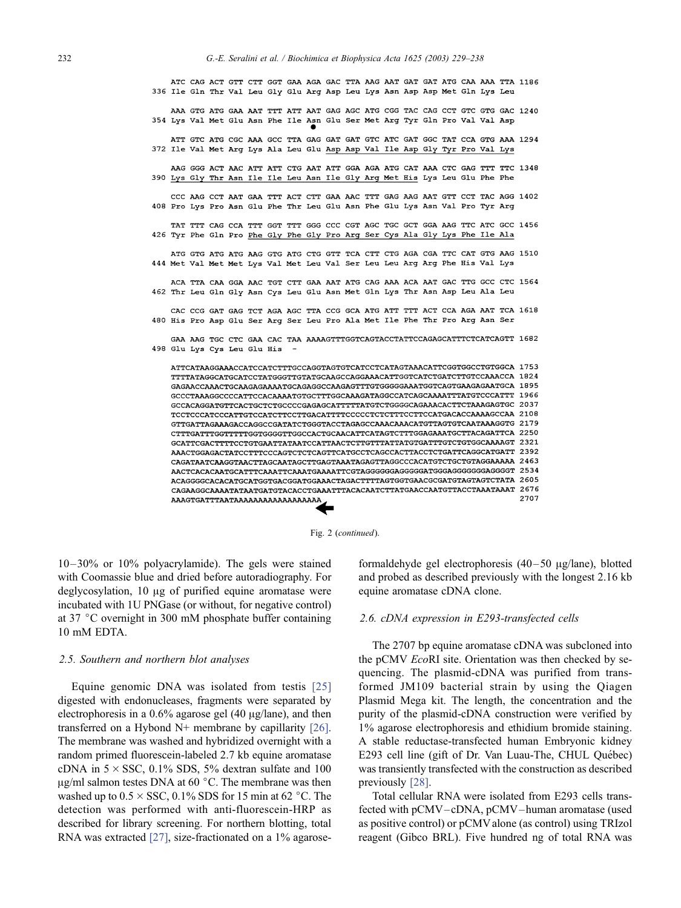```
    ATC CAG ACT GTT CTT GGT GAA AGA GAC TTA AAG AAT GAT GAT ATG CAA AAA TTA 1186
336 Ile Gln Thr Val Leu Gly Glu Arg Asp Leu Lys Asn Asp Asp Met Gln Lys Leu

    AAA GTG ATG GAA AAT TTT ATT AAT GAG AGC ATG CGG TAC CAG CCT GTC GTG GAC 1240
354 Lys Val Met Glu Asn Phe Ile Asn Glu Ser Met Arg Tyr Gln Pro Val Val Asp
                                 •
    ATT GTC ATG CGC AAA GCC TTA GAG GAT GAT GTC ATC GAT GGC TAT CCA GTG AAA 1294
372 Ile Val Met Arg Lys Ala Leu Glu Asp Asp Val Ile Asp Gly Tyr Pro Val Lys

    AAG GGG ACT AAC ATT ATT CTG AAT ATT GGA AGA ATG CAT AAA CTC GAG TTT TTC 1348
390 Lys Gly Thr Asn Ile Ile Leu Asn Ile Gly Arg Met His Lys Leu Glu Phe Phe

    CCC AAG CCT AAT GAA TTT ACT CTT GAA AAC TTT GAG AAG AAT GTT CCT TAC AGG 1402
408 Pro Lys Pro Asn Glu Phe Thr Leu Glu Asn Phe Glu Lys Asn Val Pro Tyr Arg

    TAT TTT CAG CCA TTT GGT TTT GGG CCC CGT AGC TGC GCT GGA AAG TTC ATC GCC 1456
426 Tyr Phe Gln Pro Phe Gly Phe Gly Pro Arg Ser Cys Ala Gly Lys Phe Ile Ala

    ATG GTG ATG ATG AAG GTG ATG CTG GTT TCA CTT CTG AGA CGA TTC CAT GTG AAG 1510
444 Met Val Met Met Lys Val Met Leu Val Ser Leu Leu Arg Arg Phe His Val Lys

    ACA TTA CAA GGA AAC TGT CTT GAA AAT ATG CAG AAA ACA AAT GAC TTG GCC CTC 1564
462 Thr Leu Gln Gly Asn Cys Leu Glu Asn Met Gln Lys Thr Asn Asp Leu Ala Leu

    CAC CCG GAT GAG TCT AGA AGC TTA CCG GCA ATG ATT TTT ACT CCA AGA AAT TCA 1618
480 His Pro Asp Glu Ser Arg Ser Leu Pro Ala Met Ile Phe Thr Pro Arg Asn Ser

    GAA AAG TGC CTC GAA CAC TAA AAAAGTTTGGTCAGTACCTATTCCAGAGCATTTCTCATCAGTT 1682
498 Glu Lys Cys Leu Glu His  -

    ATTCATAAGGAAACCATCCATCTTTGCCAGGTAGTGTCATCCTCATAGTAAACATTCGGTGGCCTGTGGCA 1753
    TTTTATAGGCATGCATCCTATGGGTTGTATGCAAGCCAGGAAACATTGGTCATCTGATCTTGTCCAAACCA 1824
    GAGAACCAAACTGCAAGAGAAAATGCAGAGGCCAAGAGTTTGTGGGGGAAATGGTCAGTGAAGAGAATGCA 1895
    GCCCTAAAGGCCCCATTCCACAAAATGTGCTTTGGCAAAGATAGGCCATCAGCAAAATTTATGTCCCATTT 1966
    GCCACAGGATGTTCACTGCTCTGCCCCGAGAGCATTTTTATGTCTGGGGCAGAAACACTTCTAAAGAGTGC 2037
    TCCTCCCATCCCATTGTCCATCTTCCTTGACATTTTCCCCCTCTCTTTCCTTCCATGACACCAAAAGCCAA 2108
    GTTGATTAGAAAGACCAGGCCGATATCTGGGTACCTAGAGCCAAACAAACATGTTAGTGTCAATAAAGGTG 2179
    CTTTGATTTGGTTTTTGGTGGGGTTGGCCACTGCAACATTCATAGTCTTTGGAGAAATGCTTACAGATTCA 2250
    GCATTCGACTTTTCCTGTGAATTATAATCCATTAACTCTTGTTTATTATGTGATTTGTCTGTGGCAAAAGT 2321
    AAACTGGAGACTATCCTTTCCCAGTCTCTCAGTTCATGCCTCAGCCACTTACCTCTGATTCAGGCATGATT 2392
    CAGATAATCAAGGTAACTTAGCAATAGCTTGAGTAAATAGAGTTAGGCCCACATGTCTGCTGTAGGAAAAA 2463
    AACTCACACAATGCATTTCAAATTCAAATGAAAATTCGTAGGGGGGAGGGGGATGGGAGGGGGGGAGGGGT 2534
    ACAGGGGCACACATGCATGGTGACGGATGGAAACTAGACTTTTAGTGGTGAACGCGATGTAGTAGTCTATA 2605
    CAGAAGGCAAAATATAATGATGTACACCTGAAATTTACACAATCTTATGAACCAATGTTACCTAAATAAAT 2676
    AAAGTGATTTAATAAAAAAAAAAAAAAAAA                                           2707
```

Fig. 2 (*continued*).

10–30% or 10% polyacrylamide). The gels were stained with Coomassie blue and dried before autoradiography. For deglycosylation, 10 μg of purified equine aromatase were incubated with 1U PNGase (or without, for negative control) at 37 °C overnight in 300 mM phosphate buffer containing 10 mM EDTA.

### 2.5. Southern and northern blot analyses

Equine genomic DNA was isolated from testis [25] digested with endonucleases, fragments were separated by electrophoresis in a 0.6% agarose gel (40 μg/lane), and then transferred on a Hybond N+ membrane by capillarity [26]. The membrane was washed and hybridized overnight with a random primed fluorescein-labeled 2.7 kb equine aromatase cDNA in 5 × SSC, 0.1% SDS, 5% dextran sulfate and 100 μg/ml salmon testes DNA at 60 °C. The membrane was then washed up to 0.5 × SSC, 0.1% SDS for 15 min at 62 °C. The detection was performed with anti-fluorescein-HRP as described for library screening. For northern blotting, total RNA was extracted [27], size-fractionated on a 1% agarose-formaldehyde gel electrophoresis (40–50 μg/lane), blotted and probed as described previously with the longest 2.16 kb equine aromatase cDNA clone.

### 2.6. cDNA expression in E293-transfected cells

The 2707 bp equine aromatase cDNA was subcloned into the pCMV *Eco*RI site. Orientation was then checked by sequencing. The plasmid-cDNA was purified from transformed JM109 bacterial strain by using the Qiagen Plasmid Mega kit. The length, the concentration and the purity of the plasmid-cDNA construction were verified by 1% agarose electrophoresis and ethidium bromide staining. A stable reductase-transfected human Embryonic kidney E293 cell line (gift of Dr. Van Luau-The, CHUL Québec) was transiently transfected with the construction as described previously [28].

Total cellular RNA were isolated from E293 cells transfected with pCMV–cDNA, pCMV–human aromatase (used as positive control) or pCMV alone (as control) using TRIzol reagent (Gibco BRL). Five hundred ng of total RNA was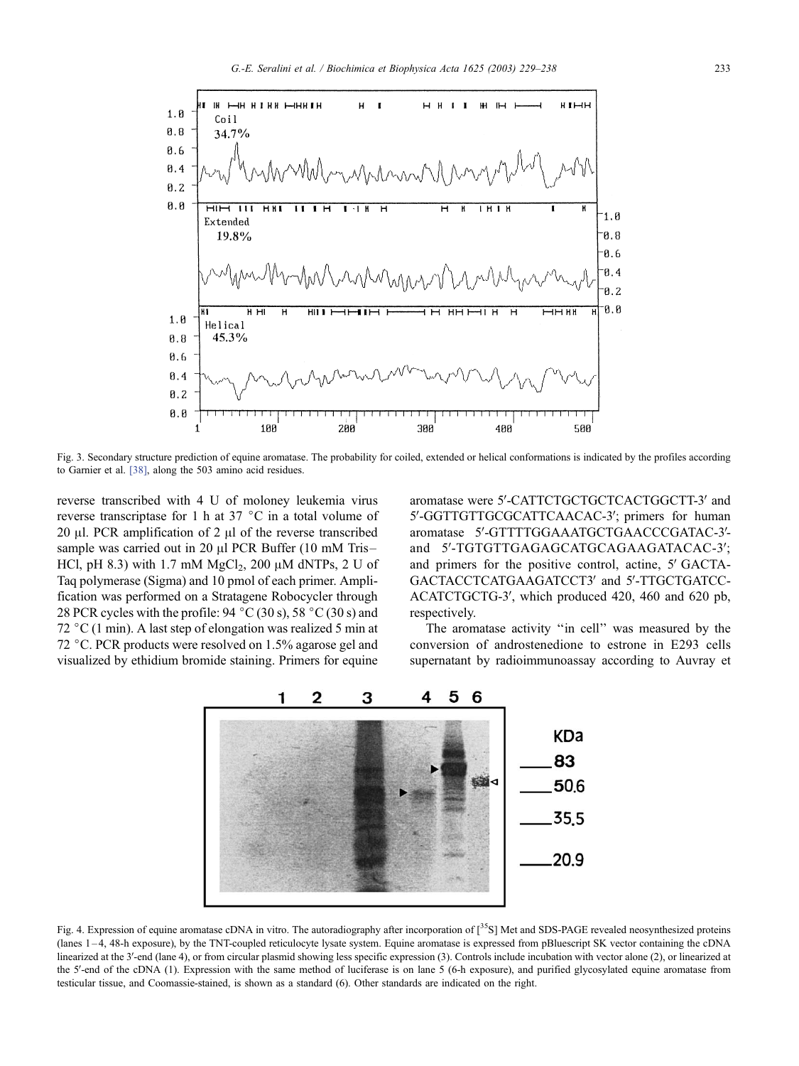Fig. 3. Secondary structure prediction of equine aromatase. The probability for coiled, extended or helical conformations is indicated by the profiles according to Garnier et al. [38], along the 503 amino acid residues.

reverse transcribed with 4 U of moloney leukemia virus reverse transcriptase for 1 h at 37 °C in a total volume of 20 μl. PCR amplification of 2 μl of the reverse transcribed sample was carried out in 20 μl PCR Buffer (10 mM Tris–HCl, pH 8.3) with 1.7 mM $MgCl_2$, 200 μM dNTPs, 2 U of Taq polymerase (Sigma) and 10 pmol of each primer. Amplification was performed on a Stratagene Robocycler through 28 PCR cycles with the profile: 94 °C (30 s), 58 °C (30 s) and 72 °C (1 min). A last step of elongation was realized 5 min at 72 °C. PCR products were resolved on 1.5% agarose gel and visualized by ethidium bromide staining. Primers for equine aromatase were 5′-CATTCTGCTGCTCACTGGCTT-3′ and 5′-GGTTGTTGCGCATTCAACAC-3′; primers for human aromatase 5′-GTTTTGGAAATGCTGAACCCGATAC-3′- and 5′-TGTGTTGAGAGCATGCAGAAGATACAC-3′; and primers for the positive control, actine, 5′ GACTAGACTACCTCATGAAGATCCT3′ and 5′-TTGCTGATCCACATCTGCTG-3′, which produced 420, 460 and 620 pb, respectively.

The aromatase activity "in cell" was measured by the conversion of androstenedione to estrone in E293 cells supernatant by radioimmunoassay according to Auvray et

Fig. 4. Expression of equine aromatase cDNA in vitro. The autoradiography after incorporation of [$^{35}$S] Met and SDS-PAGE revealed neosynthesized proteins (lanes 1–4, 48-h exposure), by the TNT-coupled reticulocyte lysate system. Equine aromatase is expressed from pBluescript SK vector containing the cDNA linearized at the 3′-end (lane 4), or from circular plasmid showing less specific expression (3). Controls include incubation with vector alone (2), or linearized at the 5′-end of the cDNA (1). Expression with the same method of luciferase is on lane 5 (6-h exposure), and purified glycosylated equine aromatase from testicular tissue, and Coomassie-stained, is shown as a standard (6). Other standards are indicated on the right.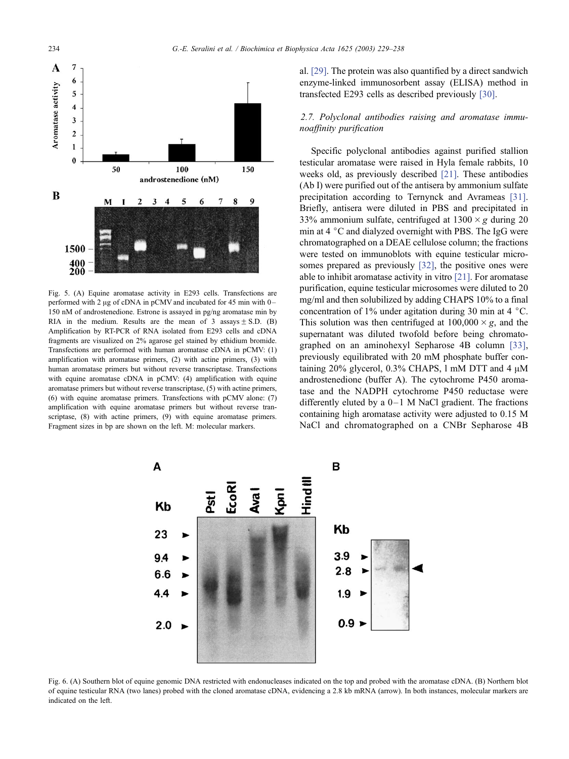Fig. 5. (A) Equine aromatase activity in E293 cells. Transfections are performed with 2 μg of cDNA in pCMV and incubated for 45 min with 0–150 nM of androstenedione. Estrone is assayed in pg/ng aromatase min by RIA in the medium. Results are the mean of 3 assays ± S.D. (B) Amplification by RT-PCR of RNA isolated from E293 cells and cDNA fragments are visualized on 2% agarose gel stained by ethidium bromide. Transfections are performed with human aromatase cDNA in pCMV: (1) amplification with aromatase primers, (2) with actine primers, (3) with human aromatase primers but without reverse transcriptase. Transfections with equine aromatase cDNA in pCMV: (4) amplification with equine aromatase primers but without reverse transcriptase, (5) with actine primers, (6) with equine aromatase primers. Transfections with pCMV alone: (7) amplification with equine aromatase primers but without reverse transcriptase, (8) with actine primers, (9) with equine aromatase primers. Fragment sizes in bp are shown on the left. M: molecular markers.

al. [29]. The protein was also quantified by a direct sandwich enzyme-linked immunosorbent assay (ELISA) method in transfected E293 cells as described previously [30].

### 2.7. Polyclonal antibodies raising and aromatase immunoaffinity purification

Specific polyclonal antibodies against purified stallion testicular aromatase were raised in Hyla female rabbits, 10 weeks old, as previously described [21]. These antibodies (Ab I) were purified out of the antisera by ammonium sulfate precipitation according to Ternynck and Avrameas [31]. Briefly, antisera were diluted in PBS and precipitated in 33% ammonium sulfate, centrifuged at 1300 × *g* during 20 min at 4 °C and dialyzed overnight with PBS. The IgG were chromatographed on a DEAE cellulose column; the fractions were tested on immunoblots with equine testicular microsomes prepared as previously [32], the positive ones were able to inhibit aromatase activity in vitro [21]. For aromatase purification, equine testicular microsomes were diluted to 20 mg/ml and then solubilized by adding CHAPS 10% to a final concentration of 1% under agitation during 30 min at 4 °C. This solution was then centrifuged at 100,000 × *g*, and the supernatant was diluted twofold before being chromatographed on an aminohexyl Sepharose 4B column [33], previously equilibrated with 20 mM phosphate buffer containing 20% glycerol, 0.3% CHAPS, 1 mM DTT and 4 μM androstenedione (buffer A). The cytochrome P450 aromatase and the NADPH cytochrome P450 reductase were differently eluted by a 0–1 M NaCl gradient. The fractions containing high aromatase activity were adjusted to 0.15 M NaCl and chromatographed on a CNBr Sepharose 4B

Fig. 6. (A) Southern blot of equine genomic DNA restricted with endonucleases indicated on the top and probed with the aromatase cDNA. (B) Northern blot of equine testicular RNA (two lanes) probed with the cloned aromatase cDNA, evidencing a 2.8 kb mRNA (arrow). In both instances, molecular markers are indicated on the left.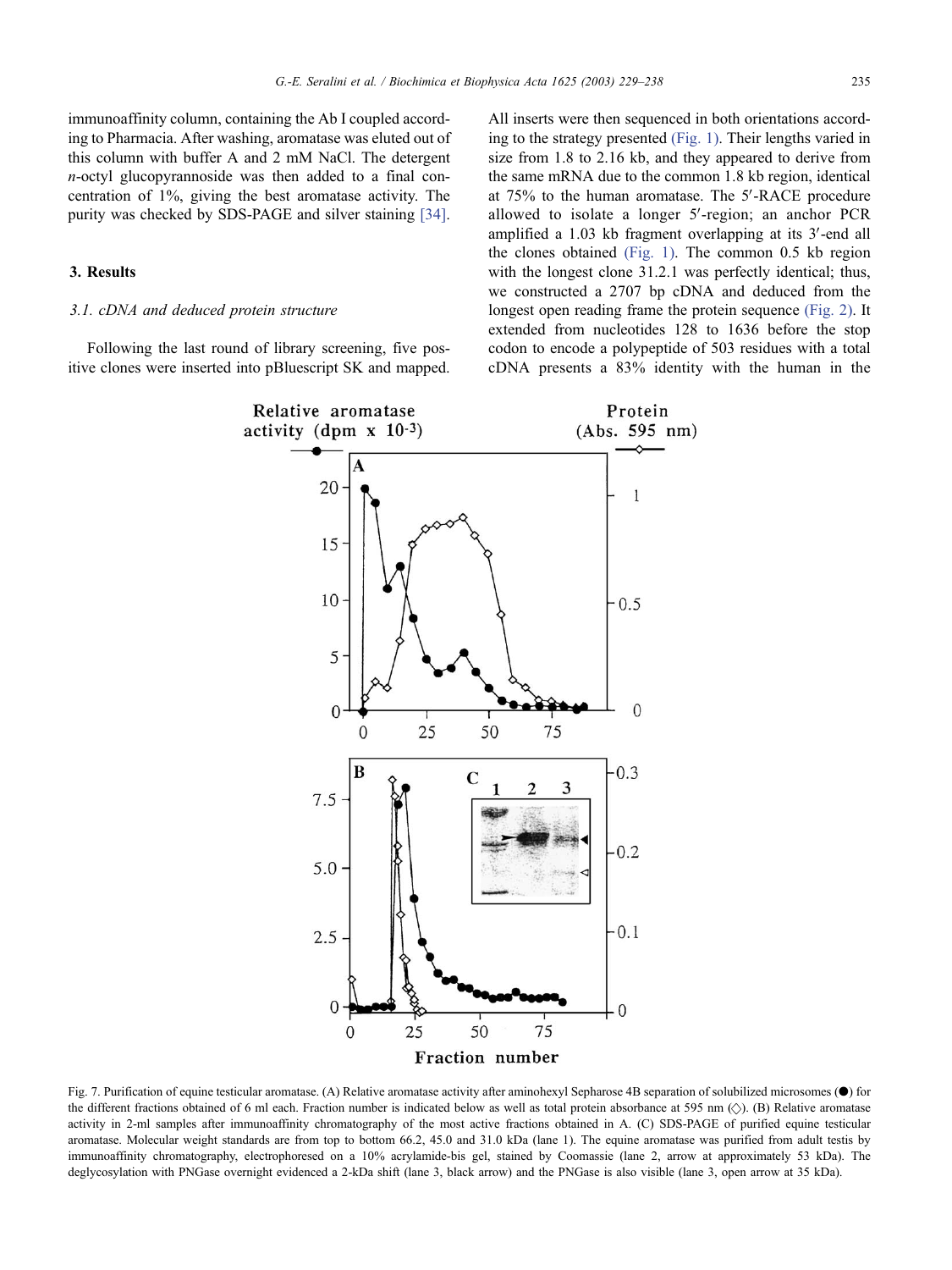immunoaffinity column, containing the Ab I coupled according to Pharmacia. After washing, aromatase was eluted out of this column with buffer A and 2 mM NaCl. The detergent *n*-octyl glucopyrannoside was then added to a final concentration of 1%, giving the best aromatase activity. The purity was checked by SDS-PAGE and silver staining [34].

## 3. Results

### 3.1. cDNA and deduced protein structure

Following the last round of library screening, five positive clones were inserted into pBluescript SK and mapped. All inserts were then sequenced in both orientations according to the strategy presented (Fig. 1). Their lengths varied in size from 1.8 to 2.16 kb, and they appeared to derive from the same mRNA due to the common 1.8 kb region, identical at 75% to the human aromatase. The 5′-RACE procedure allowed to isolate a longer 5′-region; an anchor PCR amplified a 1.03 kb fragment overlapping at its 3′-end all the clones obtained (Fig. 1). The common 0.5 kb region with the longest clone 31.2.1 was perfectly identical; thus, we constructed a 2707 bp cDNA and deduced from the longest open reading frame the protein sequence (Fig. 2). It extended from nucleotides 128 to 1636 before the stop codon to encode a polypeptide of 503 residues with a total cDNA presents a 83% identity with the human in the

Fig. 7. Purification of equine testicular aromatase. (A) Relative aromatase activity after aminohexyl Sepharose 4B separation of solubilized microsomes (●) for the different fractions obtained of 6 ml each. Fraction number is indicated below as well as total protein absorbance at 595 nm (◇). (B) Relative aromatase activity in 2-ml samples after immunoaffinity chromatography of the most active fractions obtained in A. (C) SDS-PAGE of purified equine testicular aromatase. Molecular weight standards are from top to bottom 66.2, 45.0 and 31.0 kDa (lane 1). The equine aromatase was purified from adult testis by immunoaffinity chromatography, electrophoresed on a 10% acrylamide-bis gel, stained by Coomassie (lane 2, arrow at approximately 53 kDa). The deglycosylation with PNGase overnight evidenced a 2-kDa shift (lane 3, black arrow) and the PNGase is also visible (lane 3, open arrow at 35 kDa).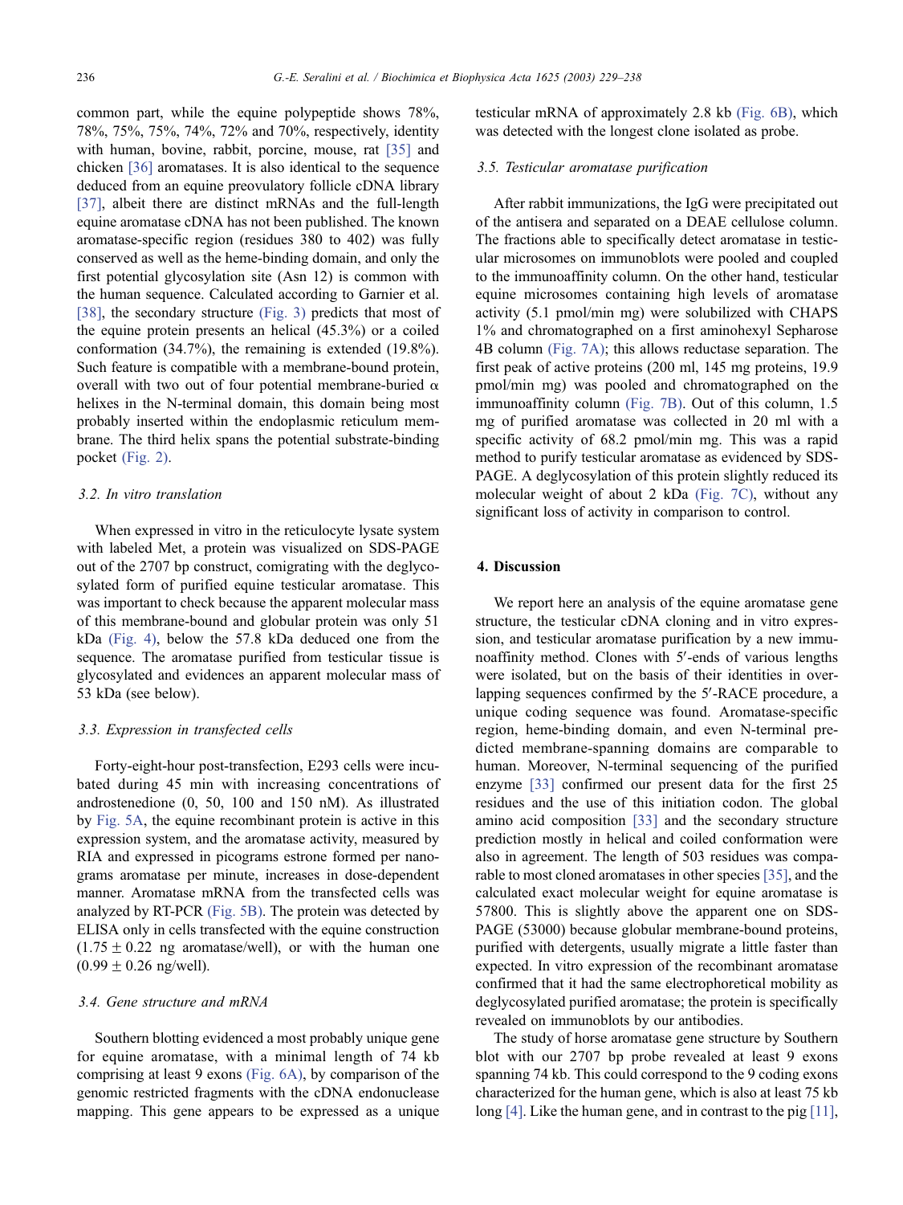common part, while the equine polypeptide shows 78%, 78%, 75%, 75%, 74%, 72% and 70%, respectively, identity with human, bovine, rabbit, porcine, mouse, rat [35] and chicken [36] aromatases. It is also identical to the sequence deduced from an equine preovulatory follicle cDNA library [37], albeit there are distinct mRNAs and the full-length equine aromatase cDNA has not been published. The known aromatase-specific region (residues 380 to 402) was fully conserved as well as the heme-binding domain, and only the first potential glycosylation site (Asn 12) is common with the human sequence. Calculated according to Garnier et al. [38], the secondary structure (Fig. 3) predicts that most of the equine protein presents an helical (45.3%) or a coiled conformation (34.7%), the remaining is extended (19.8%). Such feature is compatible with a membrane-bound protein, overall with two out of four potential membrane-buried α helixes in the N-terminal domain, this domain being most probably inserted within the endoplasmic reticulum membrane. The third helix spans the potential substrate-binding pocket (Fig. 2).

### 3.2. In vitro translation

When expressed in vitro in the reticulocyte lysate system with labeled Met, a protein was visualized on SDS-PAGE out of the 2707 bp construct, comigrating with the deglycosylated form of purified equine testicular aromatase. This was important to check because the apparent molecular mass of this membrane-bound and globular protein was only 51 kDa (Fig. 4), below the 57.8 kDa deduced one from the sequence. The aromatase purified from testicular tissue is glycosylated and evidences an apparent molecular mass of 53 kDa (see below).

### 3.3. Expression in transfected cells

Forty-eight-hour post-transfection, E293 cells were incubated during 45 min with increasing concentrations of androstenedione (0, 50, 100 and 150 nM). As illustrated by Fig. 5A, the equine recombinant protein is active in this expression system, and the aromatase activity, measured by RIA and expressed in picograms estrone formed per nanograms aromatase per minute, increases in dose-dependent manner. Aromatase mRNA from the transfected cells was analyzed by RT-PCR (Fig. 5B). The protein was detected by ELISA only in cells transfected with the equine construction ($1.75 \pm 0.22$ ng aromatase/well), or with the human one ($0.99 \pm 0.26$ ng/well).

### 3.4. Gene structure and mRNA

Southern blotting evidenced a most probably unique gene for equine aromatase, with a minimal length of 74 kb comprising at least 9 exons (Fig. 6A), by comparison of the genomic restricted fragments with the cDNA endonuclease mapping. This gene appears to be expressed as a unique testicular mRNA of approximately 2.8 kb (Fig. 6B), which was detected with the longest clone isolated as probe.

### 3.5. Testicular aromatase purification

After rabbit immunizations, the IgG were precipitated out of the antisera and separated on a DEAE cellulose column. The fractions able to specifically detect aromatase in testicular microsomes on immunoblots were pooled and coupled to the immunoaffinity column. On the other hand, testicular equine microsomes containing high levels of aromatase activity (5.1 pmol/min mg) were solubilized with CHAPS 1% and chromatographed on a first aminohexyl Sepharose 4B column (Fig. 7A); this allows reductase separation. The first peak of active proteins (200 ml, 145 mg proteins, 19.9 pmol/min mg) was pooled and chromatographed on the immunoaffinity column (Fig. 7B). Out of this column, 1.5 mg of purified aromatase was collected in 20 ml with a specific activity of 68.2 pmol/min mg. This was a rapid method to purify testicular aromatase as evidenced by SDS-PAGE. A deglycosylation of this protein slightly reduced its molecular weight of about 2 kDa (Fig. 7C), without any significant loss of activity in comparison to control.

## 4. Discussion

We report here an analysis of the equine aromatase gene structure, the testicular cDNA cloning and in vitro expression, and testicular aromatase purification by a new immunoaffinity method. Clones with 5′-ends of various lengths were isolated, but on the basis of their identities in overlapping sequences confirmed by the 5′-RACE procedure, a unique coding sequence was found. Aromatase-specific region, heme-binding domain, and even N-terminal predicted membrane-spanning domains are comparable to human. Moreover, N-terminal sequencing of the purified enzyme [33] confirmed our present data for the first 25 residues and the use of this initiation codon. The global amino acid composition [33] and the secondary structure prediction mostly in helical and coiled conformation were also in agreement. The length of 503 residues was comparable to most cloned aromatases in other species [35], and the calculated exact molecular weight for equine aromatase is 57800. This is slightly above the apparent one on SDS-PAGE (53000) because globular membrane-bound proteins, purified with detergents, usually migrate a little faster than expected. In vitro expression of the recombinant aromatase confirmed that it had the same electrophoretical mobility as deglycosylated purified aromatase; the protein is specifically revealed on immunoblots by our antibodies.

The study of horse aromatase gene structure by Southern blot with our 2707 bp probe revealed at least 9 exons spanning 74 kb. This could correspond to the 9 coding exons characterized for the human gene, which is also at least 75 kb long [4]. Like the human gene, and in contrast to the pig [11],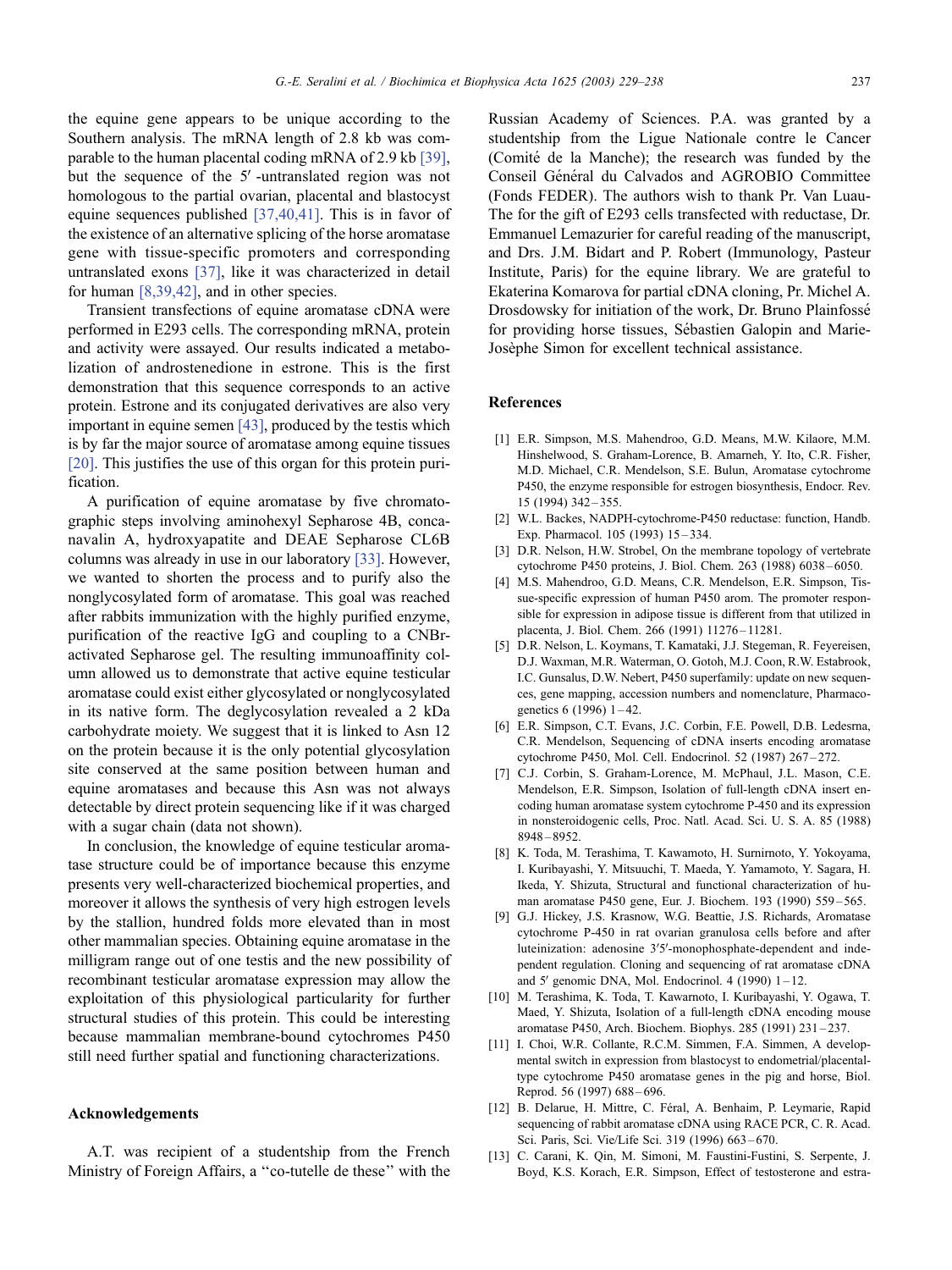the equine gene appears to be unique according to the Southern analysis. The mRNA length of 2.8 kb was comparable to the human placental coding mRNA of 2.9 kb [39], but the sequence of the 5′-untranslated region was not homologous to the partial ovarian, placental and blastocyst equine sequences published [37,40,41]. This is in favor of the existence of an alternative splicing of the horse aromatase gene with tissue-specific promoters and corresponding untranslated exons [37], like it was characterized in detail for human [8,39,42], and in other species.

Transient transfections of equine aromatase cDNA were performed in E293 cells. The corresponding mRNA, protein and activity were assayed. Our results indicated a metabolization of androstenedione in estrone. This is the first demonstration that this sequence corresponds to an active protein. Estrone and its conjugated derivatives are also very important in equine semen [43], produced by the testis which is by far the major source of aromatase among equine tissues [20]. This justifies the use of this organ for this protein purification.

A purification of equine aromatase by five chromatographic steps involving aminohexyl Sepharose 4B, concanavalin A, hydroxyapatite and DEAE Sepharose CL6B columns was already in use in our laboratory [33]. However, we wanted to shorten the process and to purify also the nonglycosylated form of aromatase. This goal was reached after rabbits immunization with the highly purified enzyme, purification of the reactive IgG and coupling to a CNBr-activated Sepharose gel. The resulting immunoaffinity column allowed us to demonstrate that active equine testicular aromatase could exist either glycosylated or nonglycosylated in its native form. The deglycosylation revealed a 2 kDa carbohydrate moiety. We suggest that it is linked to Asn 12 on the protein because it is the only potential glycosylation site conserved at the same position between human and equine aromatases and because this Asn was not always detectable by direct protein sequencing like if it was charged with a sugar chain (data not shown).

In conclusion, the knowledge of equine testicular aromatase structure could be of importance because this enzyme presents very well-characterized biochemical properties, and moreover it allows the synthesis of very high estrogen levels by the stallion, hundred folds more elevated than in most other mammalian species. Obtaining equine aromatase in the milligram range out of one testis and the new possibility of recombinant testicular aromatase expression may allow the exploitation of this physiological particularity for further structural studies of this protein. This could be interesting because mammalian membrane-bound cytochromes P450 still need further spatial and functioning characterizations.

## Acknowledgements

A.T. was recipient of a studentship from the French Ministry of Foreign Affairs, a ''co-tutelle de these'' with the Russian Academy of Sciences. P.A. was granted by a studentship from the Ligue Nationale contre le Cancer (Comité de la Manche); the research was funded by the Conseil Général du Calvados and AGROBIO Committee (Fonds FEDER). The authors wish to thank Pr. Van Luau-The for the gift of E293 cells transfected with reductase, Dr. Emmanuel Lemazurier for careful reading of the manuscript, and Drs. J.M. Bidart and P. Robert (Immunology, Pasteur Institute, Paris) for the equine library. We are grateful to Ekaterina Komarova for partial cDNA cloning, Pr. Michel A. Drosdowsky for initiation of the work, Dr. Bruno Plainfossé for providing horse tissues, Sébastien Galopin and Marie-Josèphe Simon for excellent technical assistance.

## References

[1] E.R. Simpson, M.S. Mahendroo, G.D. Means, M.W. Kilaore, M.M. Hinshelwood, S. Graham-Lorence, B. Amarneh, Y. Ito, C.R. Fisher, M.D. Michael, C.R. Mendelson, S.E. Bulun, Aromatase cytochrome P450, the enzyme responsible for estrogen biosynthesis, Endocr. Rev. 15 (1994) 342–355.

[2] W.L. Backes, NADPH-cytochrome-P450 reductase: function, Handb. Exp. Pharmacol. 105 (1993) 15–334.

[3] D.R. Nelson, H.W. Strobel, On the membrane topology of vertebrate cytochrome P450 proteins, J. Biol. Chem. 263 (1988) 6038–6050.

[4] M.S. Mahendroo, G.D. Means, C.R. Mendelson, E.R. Simpson, Tissue-specific expression of human P450 arom. The promoter responsible for expression in adipose tissue is different from that utilized in placenta, J. Biol. Chem. 266 (1991) 11276–11281.

[5] D.R. Nelson, L. Koymans, T. Kamataki, J.J. Stegeman, R. Feyereisen, D.J. Waxman, M.R. Waterman, O. Gotoh, M.J. Coon, R.W. Estabrook, I.C. Gunsalus, D.W. Nebert, P450 superfamily: update on new sequences, gene mapping, accession numbers and nomenclature, Pharmacogenetics 6 (1996) 1–42.

[6] E.R. Simpson, C.T. Evans, J.C. Corbin, F.E. Powell, D.B. Ledesrna, C.R. Mendelson, Sequencing of cDNA inserts encoding aromatase cytochrome P450, Mol. Cell. Endocrinol. 52 (1987) 267–272.

[7] C.J. Corbin, S. Graham-Lorence, M. McPhaul, J.L. Mason, C.E. Mendelson, E.R. Simpson, Isolation of full-length cDNA insert encoding human aromatase system cytochrome P-450 and its expression in nonsteroidogenic cells, Proc. Natl. Acad. Sci. U. S. A. 85 (1988) 8948–8952.

[8] K. Toda, M. Terashima, T. Kawamoto, H. Surnirnoto, Y. Yokoyama, I. Kuribayashi, Y. Mitsuuchi, T. Maeda, Y. Yamamoto, Y. Sagara, H. Ikeda, Y. Shizuta, Structural and functional characterization of human aromatase P450 gene, Eur. J. Biochem. 193 (1990) 559–565.

[9] G.J. Hickey, J.S. Krasnow, W.G. Beattie, J.S. Richards, Aromatase cytochrome P-450 in rat ovarian granulosa cells before and after luteinization: adenosine 3′5′-monophosphate-dependent and independent regulation. Cloning and sequencing of rat aromatase cDNA and 5′ genomic DNA, Mol. Endocrinol. 4 (1990) 1–12.

[10] M. Terashima, K. Toda, T. Kawarnoto, I. Kuribayashi, Y. Ogawa, T. Maed, Y. Shizuta, Isolation of a full-length cDNA encoding mouse aromatase P450, Arch. Biochem. Biophys. 285 (1991) 231–237.

[11] I. Choi, W.R. Collante, R.C.M. Simmen, F.A. Simmen, A developmental switch in expression from blastocyst to endometrial/placental-type cytochrome P450 aromatase genes in the pig and horse, Biol. Reprod. 56 (1997) 688–696.

[12] B. Delarue, H. Mittre, C. Féral, A. Benhaim, P. Leymarie, Rapid sequencing of rabbit aromatase cDNA using RACE PCR, C. R. Acad. Sci. Paris, Sci. Vie/Life Sci. 319 (1996) 663–670.

[13] C. Carani, K. Qin, M. Simoni, M. Faustini-Fustini, S. Serpente, J. Boyd, K.S. Korach, E.R. Simpson, Effect of testosterone and estra-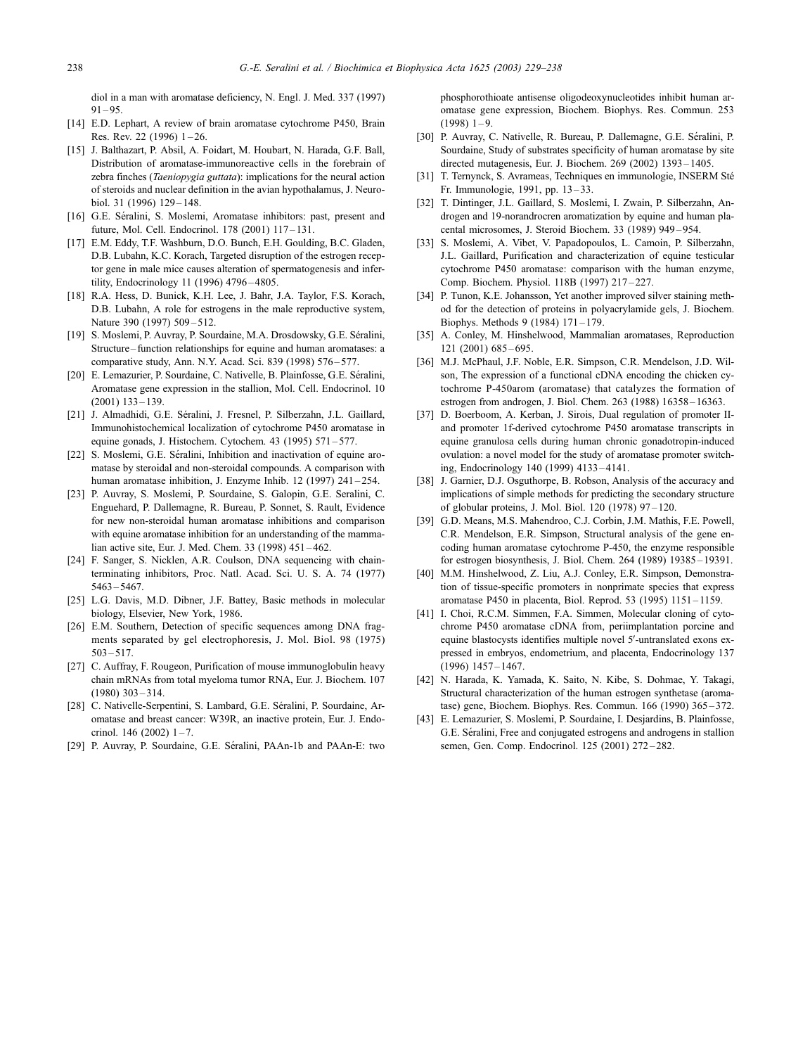diol in a man with aromatase deficiency, N. Engl. J. Med. 337 (1997) 91–95.

[14] E.D. Lephart, A review of brain aromatase cytochrome P450, Brain Res. Rev. 22 (1996) 1–26.

[15] J. Balthazart, P. Absil, A. Foidart, M. Houbart, N. Harada, G.F. Ball, Distribution of aromatase-immunoreactive cells in the forebrain of zebra finches (*Taeniopygia guttata*): implications for the neural action of steroids and nuclear definition in the avian hypothalamus, J. Neurobiol. 31 (1996) 129–148.

[16] G.E. Séralini, S. Moslemi, Aromatase inhibitors: past, present and future, Mol. Cell. Endocrinol. 178 (2001) 117–131.

[17] E.M. Eddy, T.F. Washburn, D.O. Bunch, E.H. Goulding, B.C. Gladen, D.B. Lubahn, K.C. Korach, Targeted disruption of the estrogen receptor gene in male mice causes alteration of spermatogenesis and infertility, Endocrinology 11 (1996) 4796–4805.

[18] R.A. Hess, D. Bunick, K.H. Lee, J. Bahr, J.A. Taylor, F.S. Korach, D.B. Lubahn, A role for estrogens in the male reproductive system, Nature 390 (1997) 509–512.

[19] S. Moslemi, P. Auvray, P. Sourdaine, M.A. Drosdowsky, G.E. Séralini, Structure–function relationships for equine and human aromatases: a comparative study, Ann. N.Y. Acad. Sci. 839 (1998) 576–577.

[20] E. Lemazurier, P. Sourdaine, C. Nativelle, B. Plainfosse, G.E. Séralini, Aromatase gene expression in the stallion, Mol. Cell. Endocrinol. 10 (2001) 133–139.

[21] J. Almadhidi, G.E. Séralini, J. Fresnel, P. Silberzahn, J.L. Gaillard, Immunohistochemical localization of cytochrome P450 aromatase in equine gonads, J. Histochem. Cytochem. 43 (1995) 571–577.

[22] S. Moslemi, G.E. Séralini, Inhibition and inactivation of equine aromatase by steroidal and non-steroidal compounds. A comparison with human aromatase inhibition, J. Enzyme Inhib. 12 (1997) 241–254.

[23] P. Auvray, S. Moslemi, P. Sourdaine, S. Galopin, G.E. Seralini, C. Enguehard, P. Dallemagne, R. Bureau, P. Sonnet, S. Rault, Evidence for new non-steroidal human aromatase inhibitions and comparison with equine aromatase inhibition for an understanding of the mammalian active site, Eur. J. Med. Chem. 33 (1998) 451–462.

[24] F. Sanger, S. Nicklen, A.R. Coulson, DNA sequencing with chain-terminating inhibitors, Proc. Natl. Acad. Sci. U. S. A. 74 (1977) 5463–5467.

[25] L.G. Davis, M.D. Dibner, J.F. Battey, Basic methods in molecular biology, Elsevier, New York, 1986.

[26] E.M. Southern, Detection of specific sequences among DNA fragments separated by gel electrophoresis, J. Mol. Biol. 98 (1975) 503–517.

[27] C. Auffray, F. Rougeon, Purification of mouse immunoglobulin heavy chain mRNAs from total myeloma tumor RNA, Eur. J. Biochem. 107 (1980) 303–314.

[28] C. Nativelle-Serpentini, S. Lambard, G.E. Séralini, P. Sourdaine, Aromatase and breast cancer: W39R, an inactive protein, Eur. J. Endocrinol. 146 (2002) 1–7.

[29] P. Auvray, P. Sourdaine, G.E. Séralini, PAAn-1b and PAAn-E: two phosphorothioate antisense oligodeoxynucleotides inhibit human aromatase gene expression, Biochem. Biophys. Res. Commun. 253 (1998) 1–9.

[30] P. Auvray, C. Nativelle, R. Bureau, P. Dallemagne, G.E. Séralini, P. Sourdaine, Study of substrates specificity of human aromatase by site directed mutagenesis, Eur. J. Biochem. 269 (2002) 1393–1405.

[31] T. Ternynck, S. Avrameas, Techniques en immunologie, INSERM Sté Fr. Immunologie, 1991, pp. 13–33.

[32] T. Dintinger, J.L. Gaillard, S. Moslemi, I. Zwain, P. Silberzahn, Androgen and 19-norandrocren aromatization by equine and human placental microsomes, J. Steroid Biochem. 33 (1989) 949–954.

[33] S. Moslemi, A. Vibet, V. Papadopoulos, L. Camoin, P. Silberzahn, J.L. Gaillard, Purification and characterization of equine testicular cytochrome P450 aromatase: comparison with the human enzyme, Comp. Biochem. Physiol. 118B (1997) 217–227.

[34] P. Tunon, K.E. Johansson, Yet another improved silver staining method for the detection of proteins in polyacrylamide gels, J. Biochem. Biophys. Methods 9 (1984) 171–179.

[35] A. Conley, M. Hinshelwood, Mammalian aromatases, Reproduction 121 (2001) 685–695.

[36] M.J. McPhaul, J.F. Noble, E.R. Simpson, C.R. Mendelson, J.D. Wilson, The expression of a functional cDNA encoding the chicken cytochrome P-450arom (aromatase) that catalyzes the formation of estrogen from androgen, J. Biol. Chem. 263 (1988) 16358–16363.

[37] D. Boerboom, A. Kerban, J. Sirois, Dual regulation of promoter II- and promoter 1f-derived cytochrome P450 aromatase transcripts in equine granulosa cells during human chronic gonadotropin-induced ovulation: a novel model for the study of aromatase promoter switching, Endocrinology 140 (1999) 4133–4141.

[38] J. Garnier, D.J. Osguthorpe, B. Robson, Analysis of the accuracy and implications of simple methods for predicting the secondary structure of globular proteins, J. Mol. Biol. 120 (1978) 97–120.

[39] G.D. Means, M.S. Mahendroo, C.J. Corbin, J.M. Mathis, F.E. Powell, C.R. Mendelson, E.R. Simpson, Structural analysis of the gene encoding human aromatase cytochrome P-450, the enzyme responsible for estrogen biosynthesis, J. Biol. Chem. 264 (1989) 19385–19391.

[40] M.M. Hinshelwood, Z. Liu, A.J. Conley, E.R. Simpson, Demonstration of tissue-specific promoters in nonprimate species that express aromatase P450 in placenta, Biol. Reprod. 53 (1995) 1151–1159.

[41] I. Choi, R.C.M. Simmen, F.A. Simmen, Molecular cloning of cytochrome P450 aromatase cDNA from, periimplantation porcine and equine blastocysts identifies multiple novel 5′-untranslated exons expressed in embryos, endometrium, and placenta, Endocrinology 137 (1996) 1457–1467.

[42] N. Harada, K. Yamada, K. Saito, N. Kibe, S. Dohmae, Y. Takagi, Structural characterization of the human estrogen synthetase (aromatase) gene, Biochem. Biophys. Res. Commun. 166 (1990) 365–372.

[43] E. Lemazurier, S. Moslemi, P. Sourdaine, I. Desjardins, B. Plainfosse, G.E. Séralini, Free and conjugated estrogens and androgens in stallion semen, Gen. Comp. Endocrinol. 125 (2001) 272–282.